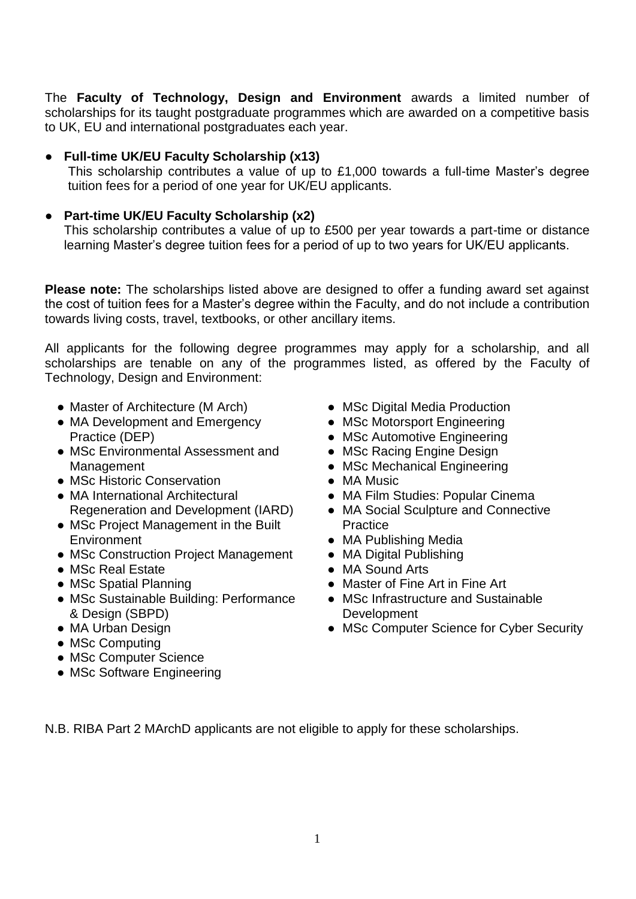The **Faculty of Technology, Design and Environment** awards a limited number of scholarships for its taught postgraduate programmes which are awarded on a competitive basis to UK, EU and international postgraduates each year.

- **Full-time UK/EU Faculty Scholarship (x13)**
  This scholarship contributes a value of up to £1,000 towards a full-time Master's degree tuition fees for a period of one year for UK/EU applicants.

- **Part-time UK/EU Faculty Scholarship (x2)**
  This scholarship contributes a value of up to £500 per year towards a part-time or distance learning Master's degree tuition fees for a period of up to two years for UK/EU applicants.

**Please note:** The scholarships listed above are designed to offer a funding award set against the cost of tuition fees for a Master's degree within the Faculty, and do not include a contribution towards living costs, travel, textbooks, or other ancillary items.

All applicants for the following degree programmes may apply for a scholarship, and all scholarships are tenable on any of the programmes listed, as offered by the Faculty of Technology, Design and Environment:

- Master of Architecture (M Arch)
- MA Development and Emergency Practice (DEP)
- MSc Environmental Assessment and Management
- MSc Historic Conservation
- MA International Architectural Regeneration and Development (IARD)
- MSc Project Management in the Built Environment
- MSc Construction Project Management
- MSc Real Estate
- MSc Spatial Planning
- MSc Sustainable Building: Performance & Design (SBPD)
- MA Urban Design
- MSc Computing
- MSc Computer Science
- MSc Software Engineering
- MSc Digital Media Production
- MSc Motorsport Engineering
- MSc Automotive Engineering
- MSc Racing Engine Design
- MSc Mechanical Engineering
- MA Music
- MA Film Studies: Popular Cinema
- MA Social Sculpture and Connective Practice
- MA Publishing Media
- MA Digital Publishing
- MA Sound Arts
- Master of Fine Art in Fine Art
- MSc Infrastructure and Sustainable Development
- MSc Computer Science for Cyber Security

N.B. RIBA Part 2 MArchD applicants are not eligible to apply for these scholarships.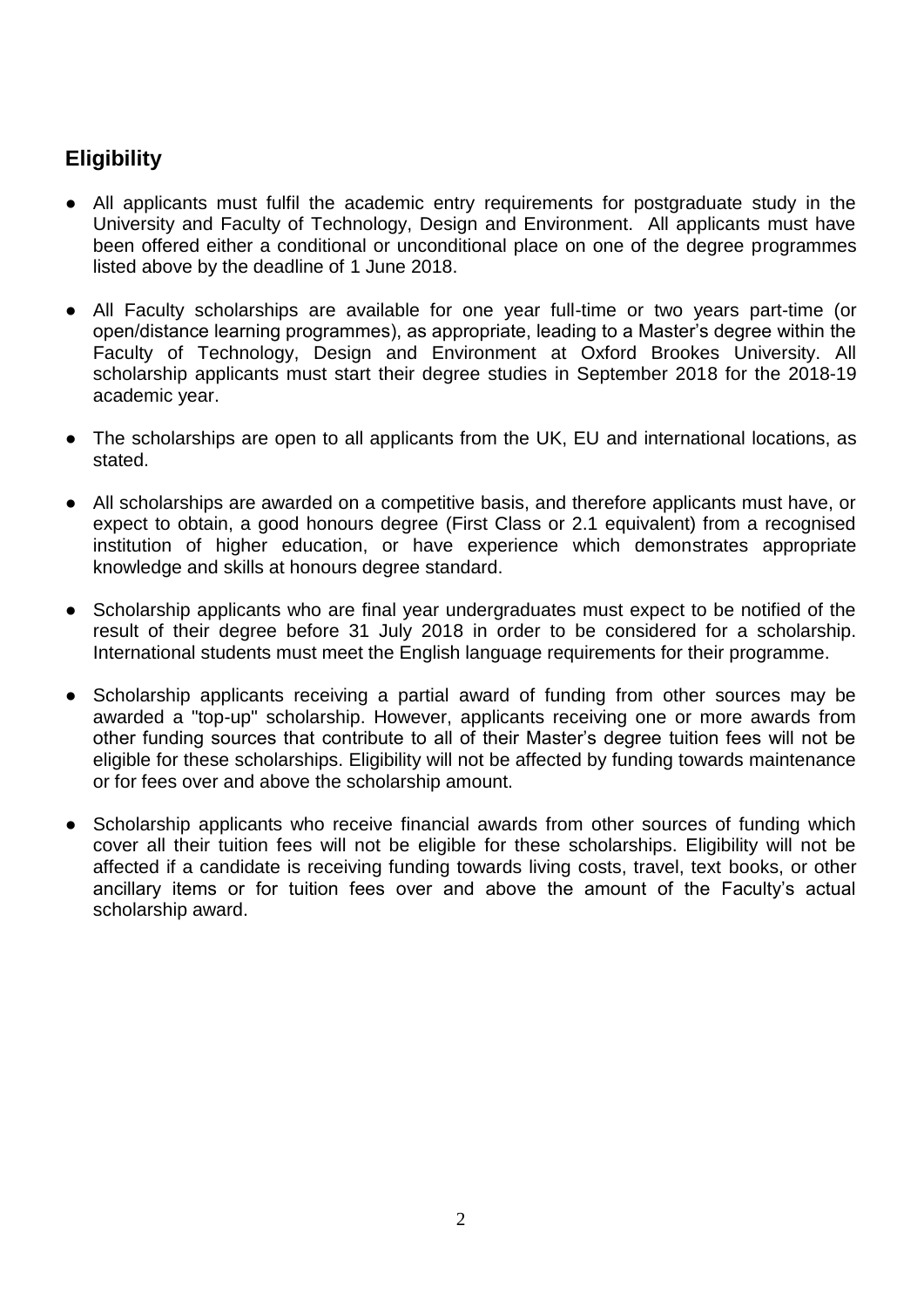## Eligibility

- All applicants must fulfil the academic entry requirements for postgraduate study in the University and Faculty of Technology, Design and Environment. All applicants must have been offered either a conditional or unconditional place on one of the degree programmes listed above by the deadline of 1 June 2018.
- All Faculty scholarships are available for one year full-time or two years part-time (or open/distance learning programmes), as appropriate, leading to a Master's degree within the Faculty of Technology, Design and Environment at Oxford Brookes University. All scholarship applicants must start their degree studies in September 2018 for the 2018-19 academic year.
- The scholarships are open to all applicants from the UK, EU and international locations, as stated.
- All scholarships are awarded on a competitive basis, and therefore applicants must have, or expect to obtain, a good honours degree (First Class or 2.1 equivalent) from a recognised institution of higher education, or have experience which demonstrates appropriate knowledge and skills at honours degree standard.
- Scholarship applicants who are final year undergraduates must expect to be notified of the result of their degree before 31 July 2018 in order to be considered for a scholarship. International students must meet the English language requirements for their programme.
- Scholarship applicants receiving a partial award of funding from other sources may be awarded a "top-up" scholarship. However, applicants receiving one or more awards from other funding sources that contribute to all of their Master's degree tuition fees will not be eligible for these scholarships. Eligibility will not be affected by funding towards maintenance or for fees over and above the scholarship amount.
- Scholarship applicants who receive financial awards from other sources of funding which cover all their tuition fees will not be eligible for these scholarships. Eligibility will not be affected if a candidate is receiving funding towards living costs, travel, text books, or other ancillary items or for tuition fees over and above the amount of the Faculty's actual scholarship award.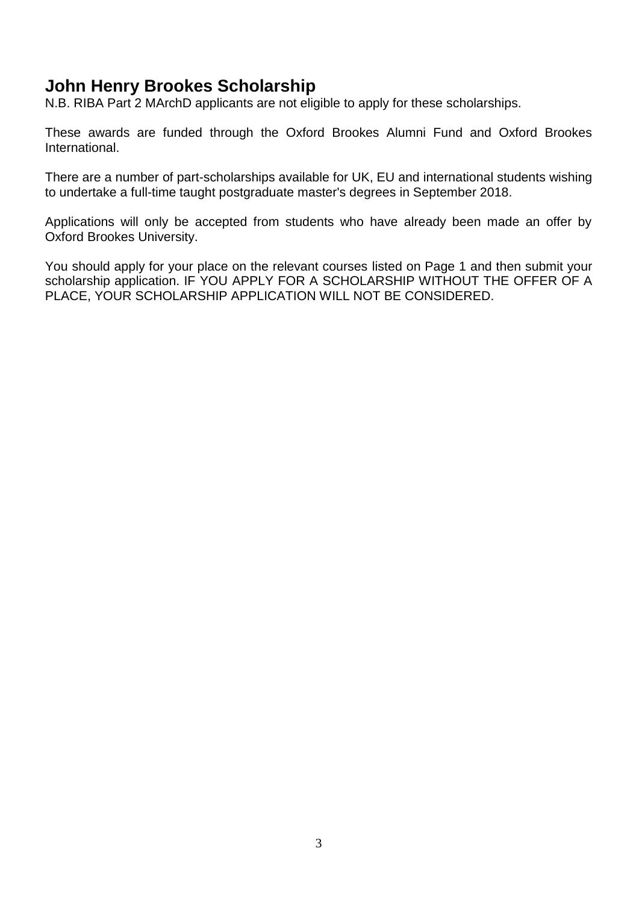## John Henry Brookes Scholarship

N.B. RIBA Part 2 MArchD applicants are not eligible to apply for these scholarships.

These awards are funded through the Oxford Brookes Alumni Fund and Oxford Brookes International.

There are a number of part-scholarships available for UK, EU and international students wishing to undertake a full-time taught postgraduate master's degrees in September 2018.

Applications will only be accepted from students who have already been made an offer by Oxford Brookes University.

You should apply for your place on the relevant courses listed on Page 1 and then submit your scholarship application. IF YOU APPLY FOR A SCHOLARSHIP WITHOUT THE OFFER OF A PLACE, YOUR SCHOLARSHIP APPLICATION WILL NOT BE CONSIDERED.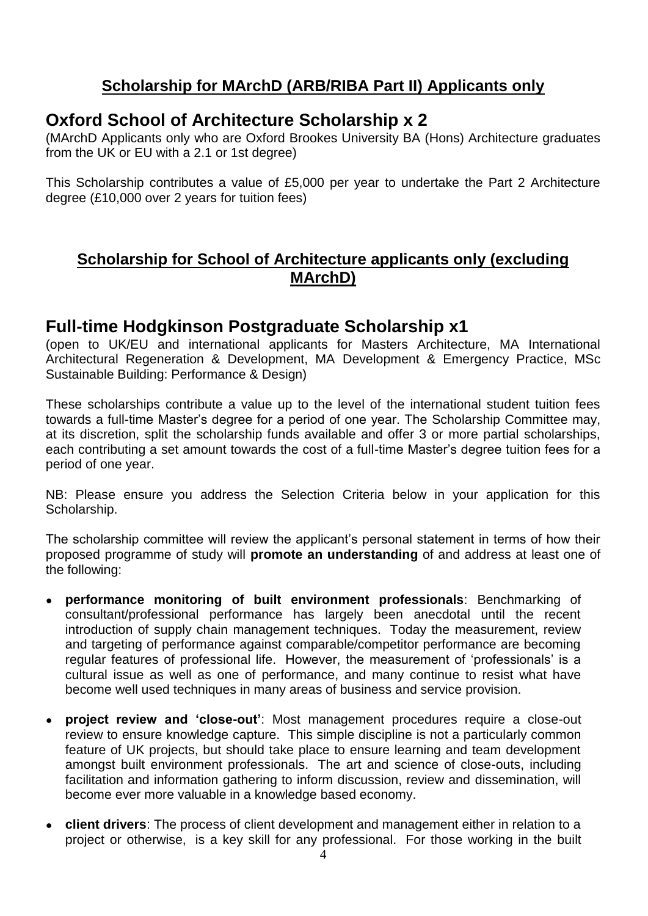## Scholarship for MArchD (ARB/RIBA Part II) Applicants only

# Oxford School of Architecture Scholarship x 2

(MArchD Applicants only who are Oxford Brookes University BA (Hons) Architecture graduates from the UK or EU with a 2.1 or 1st degree)

This Scholarship contributes a value of £5,000 per year to undertake the Part 2 Architecture degree (£10,000 over 2 years for tuition fees)

## Scholarship for School of Architecture applicants only (excluding MArchD)

# Full-time Hodgkinson Postgraduate Scholarship x1

(open to UK/EU and international applicants for Masters Architecture, MA International Architectural Regeneration & Development, MA Development & Emergency Practice, MSc Sustainable Building: Performance & Design)

These scholarships contribute a value up to the level of the international student tuition fees towards a full-time Master's degree for a period of one year. The Scholarship Committee may, at its discretion, split the scholarship funds available and offer 3 or more partial scholarships, each contributing a set amount towards the cost of a full-time Master's degree tuition fees for a period of one year.

NB: Please ensure you address the Selection Criteria below in your application for this Scholarship.

The scholarship committee will review the applicant's personal statement in terms of how their proposed programme of study will **promote an understanding** of and address at least one of the following:

- **performance monitoring of built environment professionals**: Benchmarking of consultant/professional performance has largely been anecdotal until the recent introduction of supply chain management techniques. Today the measurement, review and targeting of performance against comparable/competitor performance are becoming regular features of professional life. However, the measurement of 'professionals' is a cultural issue as well as one of performance, and many continue to resist what have become well used techniques in many areas of business and service provision.
- **project review and 'close-out'**: Most management procedures require a close-out review to ensure knowledge capture. This simple discipline is not a particularly common feature of UK projects, but should take place to ensure learning and team development amongst built environment professionals. The art and science of close-outs, including facilitation and information gathering to inform discussion, review and dissemination, will become ever more valuable in a knowledge based economy.
- **client drivers**: The process of client development and management either in relation to a project or otherwise, is a key skill for any professional. For those working in the built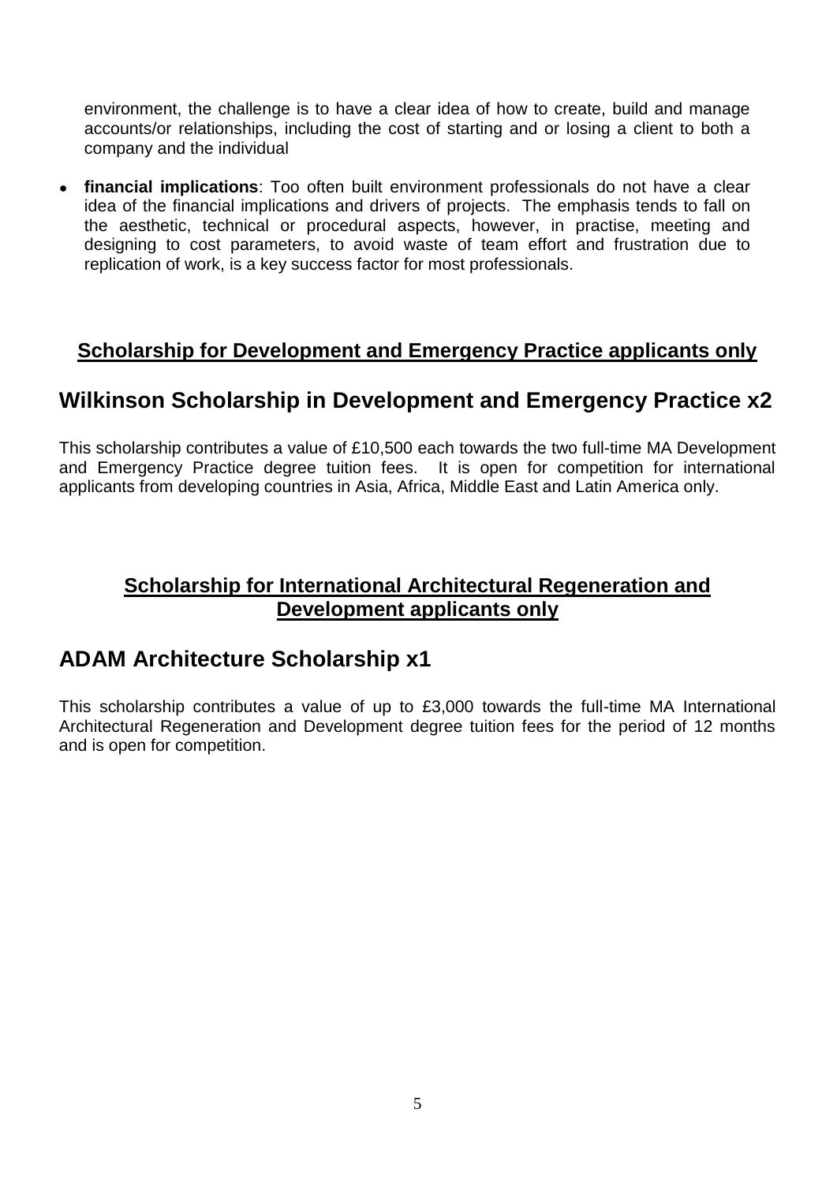environment, the challenge is to have a clear idea of how to create, build and manage accounts/or relationships, including the cost of starting and or losing a client to both a company and the individual

- **financial implications**: Too often built environment professionals do not have a clear idea of the financial implications and drivers of projects. The emphasis tends to fall on the aesthetic, technical or procedural aspects, however, in practise, meeting and designing to cost parameters, to avoid waste of team effort and frustration due to replication of work, is a key success factor for most professionals.

### **<u>Scholarship for Development and Emergency Practice applicants only</u>**

## Wilkinson Scholarship in Development and Emergency Practice x2

This scholarship contributes a value of £10,500 each towards the two full-time MA Development and Emergency Practice degree tuition fees. It is open for competition for international applicants from developing countries in Asia, Africa, Middle East and Latin America only.

### **<u>Scholarship for International Architectural Regeneration and Development applicants only</u>**

## ADAM Architecture Scholarship x1

This scholarship contributes a value of up to £3,000 towards the full-time MA International Architectural Regeneration and Development degree tuition fees for the period of 12 months and is open for competition.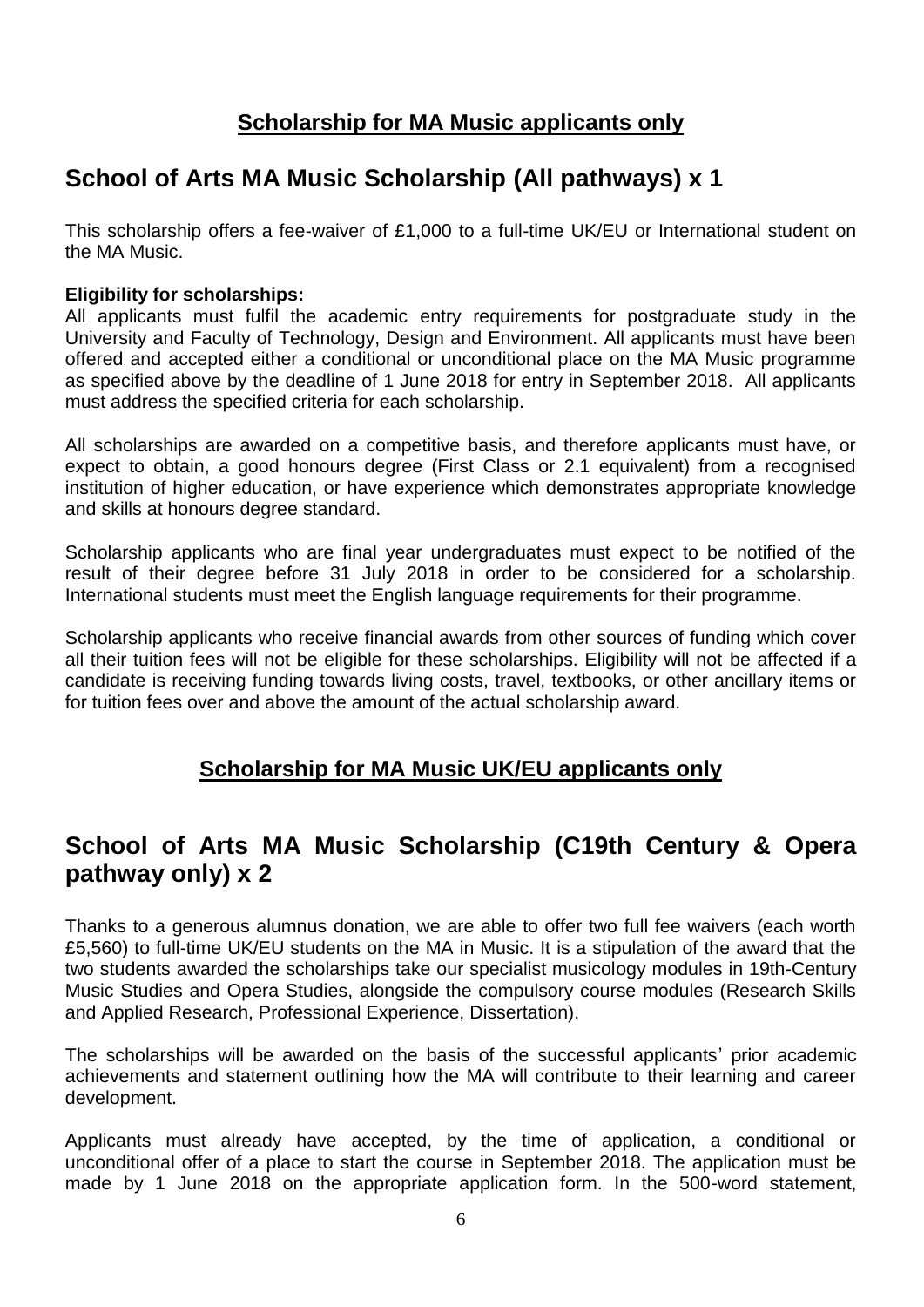## Scholarship for MA Music applicants only

# School of Arts MA Music Scholarship (All pathways) x 1

This scholarship offers a fee-waiver of £1,000 to a full-time UK/EU or International student on the MA Music.

**Eligibility for scholarships:**
All applicants must fulfil the academic entry requirements for postgraduate study in the University and Faculty of Technology, Design and Environment. All applicants must have been offered and accepted either a conditional or unconditional place on the MA Music programme as specified above by the deadline of 1 June 2018 for entry in September 2018. All applicants must address the specified criteria for each scholarship.

All scholarships are awarded on a competitive basis, and therefore applicants must have, or expect to obtain, a good honours degree (First Class or 2.1 equivalent) from a recognised institution of higher education, or have experience which demonstrates appropriate knowledge and skills at honours degree standard.

Scholarship applicants who are final year undergraduates must expect to be notified of the result of their degree before 31 July 2018 in order to be considered for a scholarship. International students must meet the English language requirements for their programme.

Scholarship applicants who receive financial awards from other sources of funding which cover all their tuition fees will not be eligible for these scholarships. Eligibility will not be affected if a candidate is receiving funding towards living costs, travel, textbooks, or other ancillary items or for tuition fees over and above the amount of the actual scholarship award.

## Scholarship for MA Music UK/EU applicants only

# School of Arts MA Music Scholarship (C19th Century & Opera pathway only) x 2

Thanks to a generous alumnus donation, we are able to offer two full fee waivers (each worth £5,560) to full-time UK/EU students on the MA in Music. It is a stipulation of the award that the two students awarded the scholarships take our specialist musicology modules in 19th-Century Music Studies and Opera Studies, alongside the compulsory course modules (Research Skills and Applied Research, Professional Experience, Dissertation).

The scholarships will be awarded on the basis of the successful applicants' prior academic achievements and statement outlining how the MA will contribute to their learning and career development.

Applicants must already have accepted, by the time of application, a conditional or unconditional offer of a place to start the course in September 2018. The application must be made by 1 June 2018 on the appropriate application form. In the 500-word statement,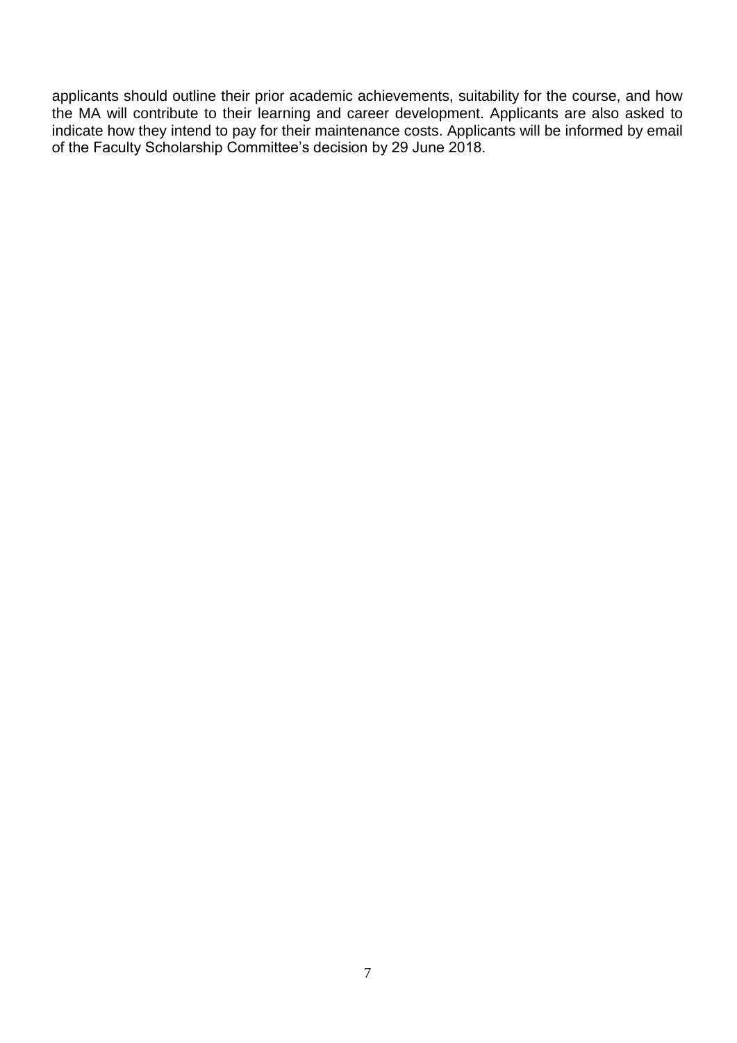applicants should outline their prior academic achievements, suitability for the course, and how the MA will contribute to their learning and career development. Applicants are also asked to indicate how they intend to pay for their maintenance costs. Applicants will be informed by email of the Faculty Scholarship Committee's decision by 29 June 2018.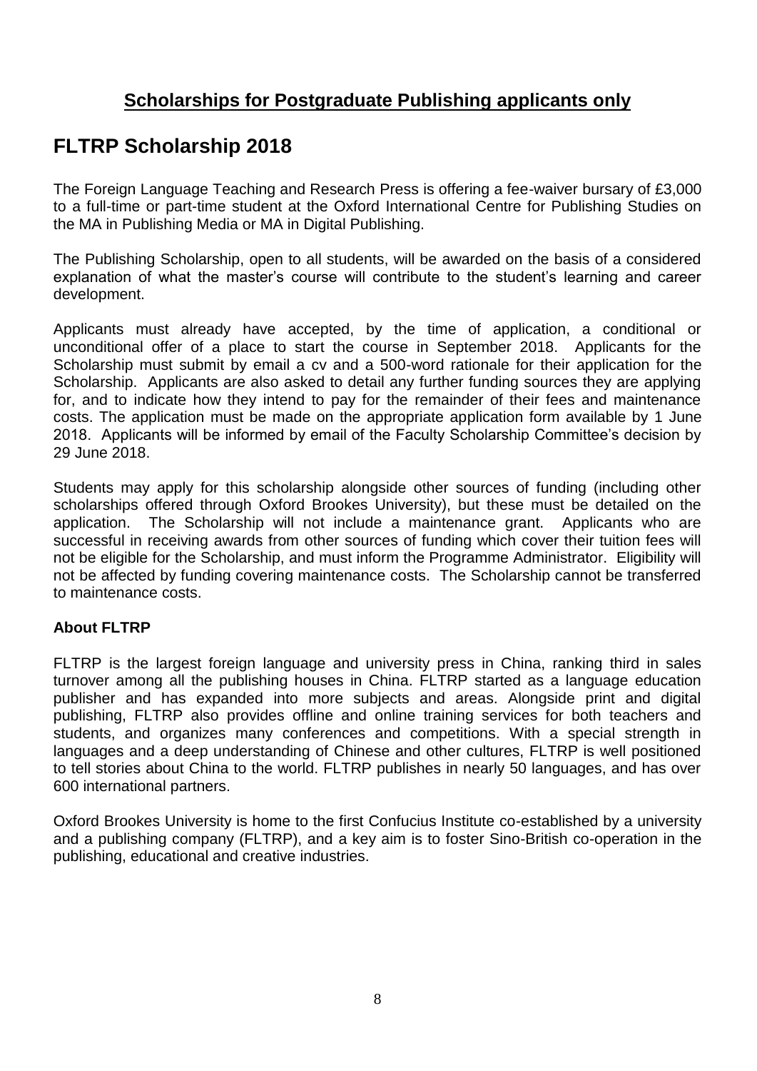## **Scholarships for Postgraduate Publishing applicants only**

# FLTRP Scholarship 2018

The Foreign Language Teaching and Research Press is offering a fee-waiver bursary of £3,000 to a full-time or part-time student at the Oxford International Centre for Publishing Studies on the MA in Publishing Media or MA in Digital Publishing.

The Publishing Scholarship, open to all students, will be awarded on the basis of a considered explanation of what the master's course will contribute to the student's learning and career development.

Applicants must already have accepted, by the time of application, a conditional or unconditional offer of a place to start the course in September 2018. Applicants for the Scholarship must submit by email a cv and a 500-word rationale for their application for the Scholarship. Applicants are also asked to detail any further funding sources they are applying for, and to indicate how they intend to pay for the remainder of their fees and maintenance costs. The application must be made on the appropriate application form available by 1 June 2018. Applicants will be informed by email of the Faculty Scholarship Committee's decision by 29 June 2018.

Students may apply for this scholarship alongside other sources of funding (including other scholarships offered through Oxford Brookes University), but these must be detailed on the application. The Scholarship will not include a maintenance grant. Applicants who are successful in receiving awards from other sources of funding which cover their tuition fees will not be eligible for the Scholarship, and must inform the Programme Administrator. Eligibility will not be affected by funding covering maintenance costs. The Scholarship cannot be transferred to maintenance costs.

**About FLTRP**

FLTRP is the largest foreign language and university press in China, ranking third in sales turnover among all the publishing houses in China. FLTRP started as a language education publisher and has expanded into more subjects and areas. Alongside print and digital publishing, FLTRP also provides offline and online training services for both teachers and students, and organizes many conferences and competitions. With a special strength in languages and a deep understanding of Chinese and other cultures, FLTRP is well positioned to tell stories about China to the world. FLTRP publishes in nearly 50 languages, and has over 600 international partners.

Oxford Brookes University is home to the first Confucius Institute co-established by a university and a publishing company (FLTRP), and a key aim is to foster Sino-British co-operation in the publishing, educational and creative industries.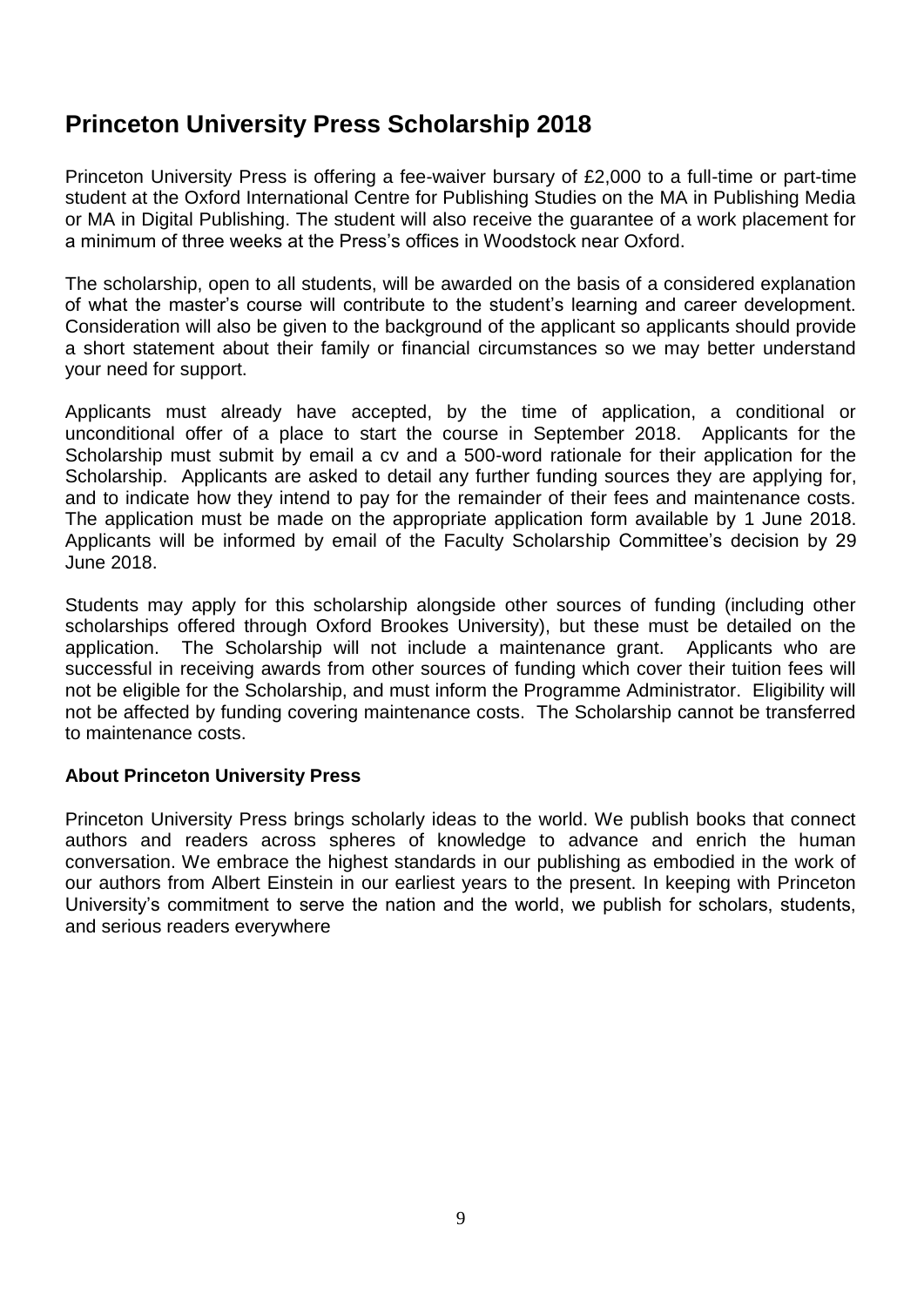## Princeton University Press Scholarship 2018

Princeton University Press is offering a fee-waiver bursary of £2,000 to a full-time or part-time student at the Oxford International Centre for Publishing Studies on the MA in Publishing Media or MA in Digital Publishing. The student will also receive the guarantee of a work placement for a minimum of three weeks at the Press's offices in Woodstock near Oxford.

The scholarship, open to all students, will be awarded on the basis of a considered explanation of what the master's course will contribute to the student's learning and career development. Consideration will also be given to the background of the applicant so applicants should provide a short statement about their family or financial circumstances so we may better understand your need for support.

Applicants must already have accepted, by the time of application, a conditional or unconditional offer of a place to start the course in September 2018. Applicants for the Scholarship must submit by email a cv and a 500-word rationale for their application for the Scholarship. Applicants are asked to detail any further funding sources they are applying for, and to indicate how they intend to pay for the remainder of their fees and maintenance costs. The application must be made on the appropriate application form available by 1 June 2018. Applicants will be informed by email of the Faculty Scholarship Committee's decision by 29 June 2018.

Students may apply for this scholarship alongside other sources of funding (including other scholarships offered through Oxford Brookes University), but these must be detailed on the application. The Scholarship will not include a maintenance grant. Applicants who are successful in receiving awards from other sources of funding which cover their tuition fees will not be eligible for the Scholarship, and must inform the Programme Administrator. Eligibility will not be affected by funding covering maintenance costs. The Scholarship cannot be transferred to maintenance costs.

**About Princeton University Press**

Princeton University Press brings scholarly ideas to the world. We publish books that connect authors and readers across spheres of knowledge to advance and enrich the human conversation. We embrace the highest standards in our publishing as embodied in the work of our authors from Albert Einstein in our earliest years to the present. In keeping with Princeton University's commitment to serve the nation and the world, we publish for scholars, students, and serious readers everywhere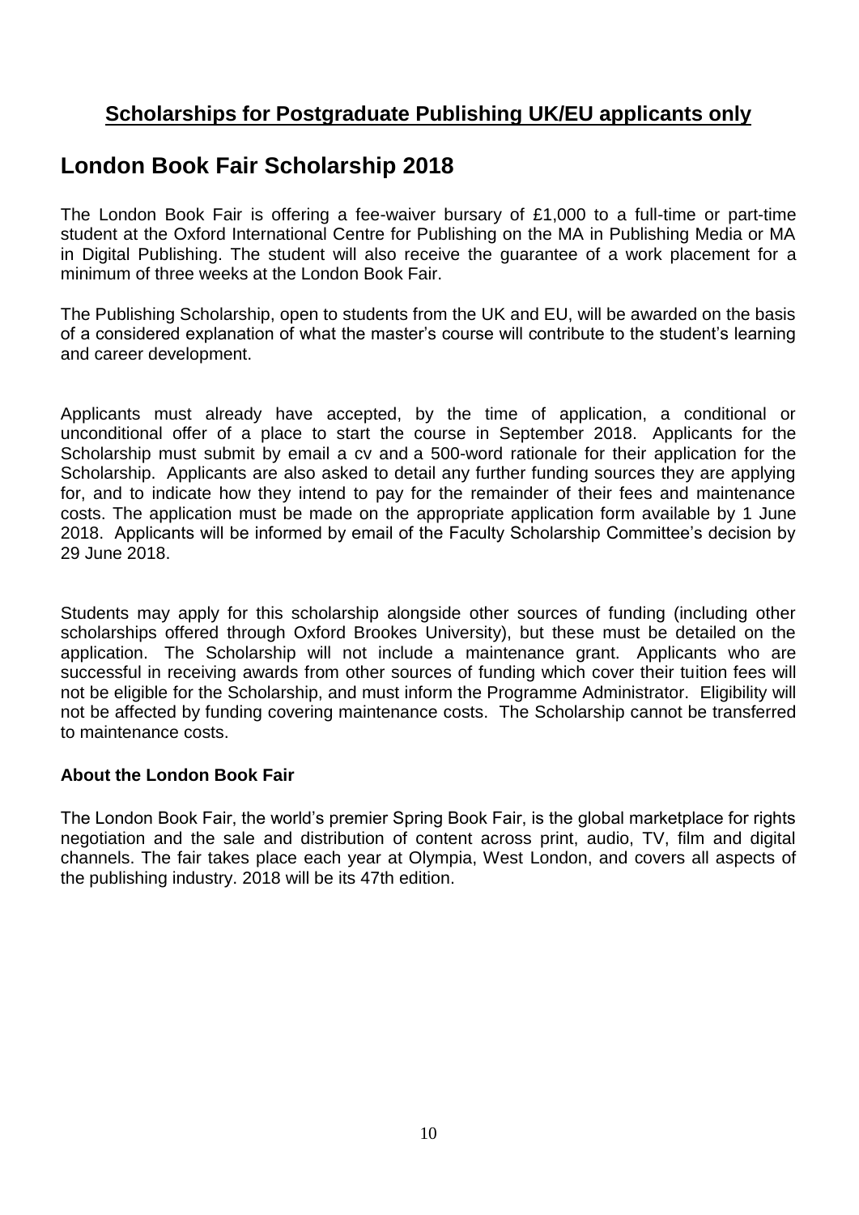## **Scholarships for Postgraduate Publishing UK/EU applicants only**

# London Book Fair Scholarship 2018

The London Book Fair is offering a fee-waiver bursary of £1,000 to a full-time or part-time student at the Oxford International Centre for Publishing on the MA in Publishing Media or MA in Digital Publishing. The student will also receive the guarantee of a work placement for a minimum of three weeks at the London Book Fair.

The Publishing Scholarship, open to students from the UK and EU, will be awarded on the basis of a considered explanation of what the master's course will contribute to the student's learning and career development.

Applicants must already have accepted, by the time of application, a conditional or unconditional offer of a place to start the course in September 2018. Applicants for the Scholarship must submit by email a cv and a 500-word rationale for their application for the Scholarship. Applicants are also asked to detail any further funding sources they are applying for, and to indicate how they intend to pay for the remainder of their fees and maintenance costs. The application must be made on the appropriate application form available by 1 June 2018. Applicants will be informed by email of the Faculty Scholarship Committee's decision by 29 June 2018.

Students may apply for this scholarship alongside other sources of funding (including other scholarships offered through Oxford Brookes University), but these must be detailed on the application. The Scholarship will not include a maintenance grant. Applicants who are successful in receiving awards from other sources of funding which cover their tuition fees will not be eligible for the Scholarship, and must inform the Programme Administrator. Eligibility will not be affected by funding covering maintenance costs. The Scholarship cannot be transferred to maintenance costs.

**About the London Book Fair**

The London Book Fair, the world's premier Spring Book Fair, is the global marketplace for rights negotiation and the sale and distribution of content across print, audio, TV, film and digital channels. The fair takes place each year at Olympia, West London, and covers all aspects of the publishing industry. 2018 will be its 47th edition.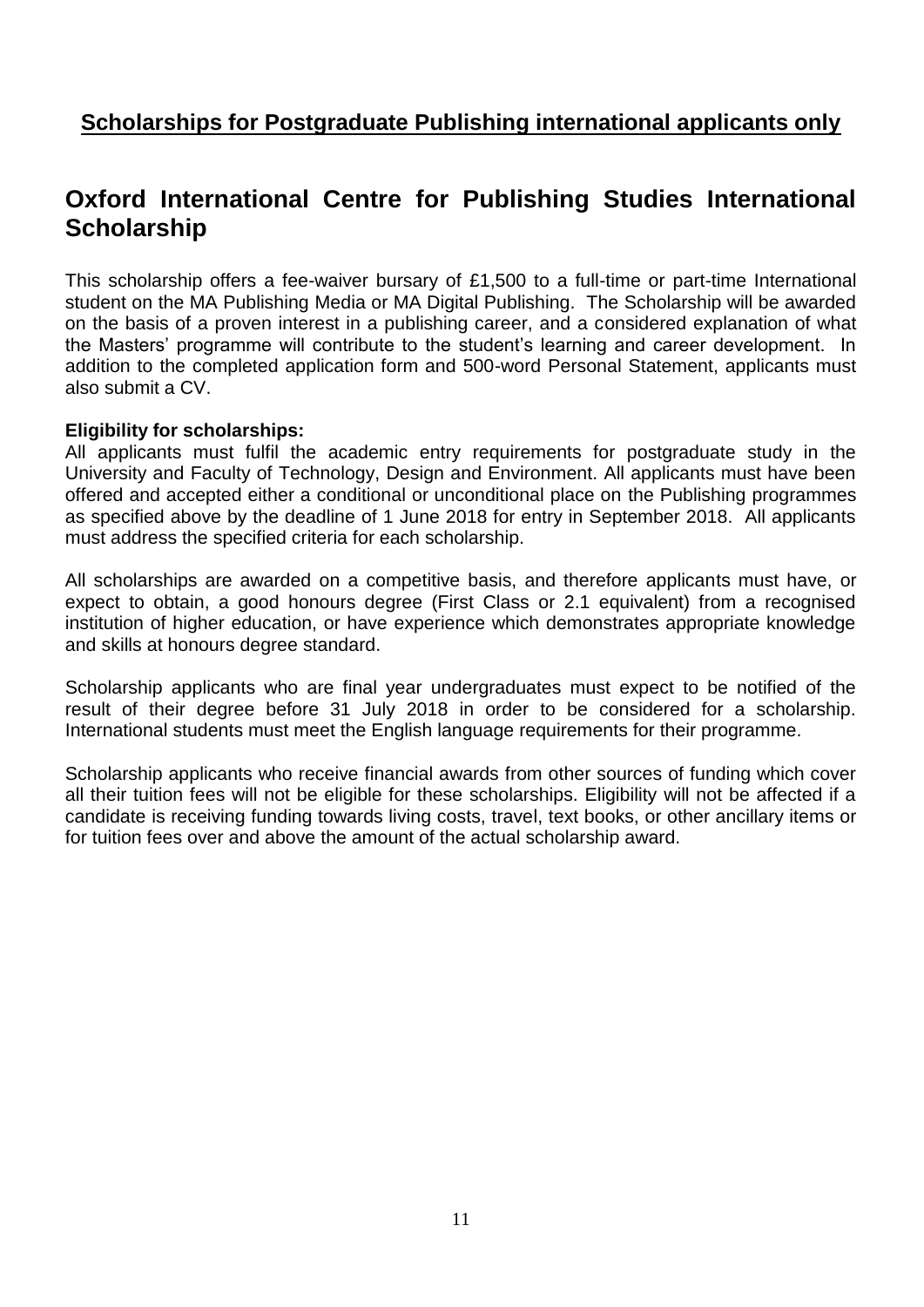## <u>Scholarships for Postgraduate Publishing international applicants only</u>

# Oxford International Centre for Publishing Studies International Scholarship

This scholarship offers a fee-waiver bursary of £1,500 to a full-time or part-time International student on the MA Publishing Media or MA Digital Publishing. The Scholarship will be awarded on the basis of a proven interest in a publishing career, and a considered explanation of what the Masters' programme will contribute to the student's learning and career development. In addition to the completed application form and 500-word Personal Statement, applicants must also submit a CV.

**Eligibility for scholarships:**
All applicants must fulfil the academic entry requirements for postgraduate study in the University and Faculty of Technology, Design and Environment. All applicants must have been offered and accepted either a conditional or unconditional place on the Publishing programmes as specified above by the deadline of 1 June 2018 for entry in September 2018. All applicants must address the specified criteria for each scholarship.

All scholarships are awarded on a competitive basis, and therefore applicants must have, or expect to obtain, a good honours degree (First Class or 2.1 equivalent) from a recognised institution of higher education, or have experience which demonstrates appropriate knowledge and skills at honours degree standard.

Scholarship applicants who are final year undergraduates must expect to be notified of the result of their degree before 31 July 2018 in order to be considered for a scholarship. International students must meet the English language requirements for their programme.

Scholarship applicants who receive financial awards from other sources of funding which cover all their tuition fees will not be eligible for these scholarships. Eligibility will not be affected if a candidate is receiving funding towards living costs, travel, text books, or other ancillary items or for tuition fees over and above the amount of the actual scholarship award.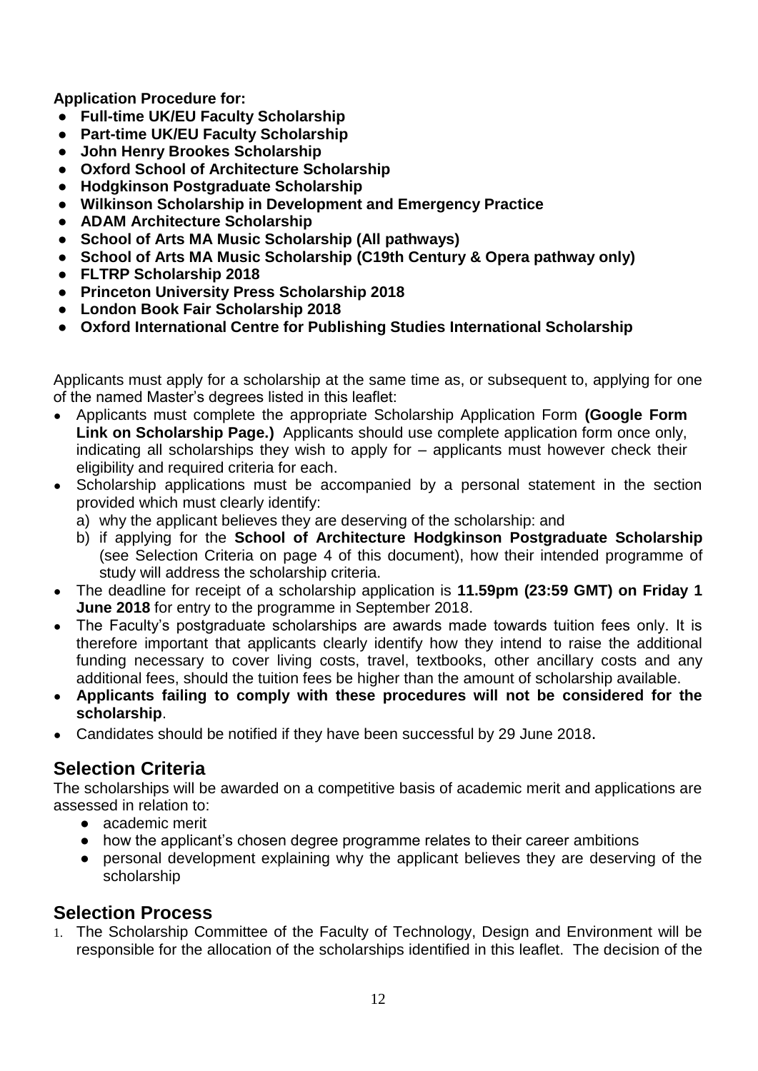**Application Procedure for:**

- **Full-time UK/EU Faculty Scholarship**
- **Part-time UK/EU Faculty Scholarship**
- **John Henry Brookes Scholarship**
- **Oxford School of Architecture Scholarship**
- **Hodgkinson Postgraduate Scholarship**
- **Wilkinson Scholarship in Development and Emergency Practice**
- **ADAM Architecture Scholarship**
- **School of Arts MA Music Scholarship (All pathways)**
- **School of Arts MA Music Scholarship (C19th Century & Opera pathway only)**
- **FLTRP Scholarship 2018**
- **Princeton University Press Scholarship 2018**
- **London Book Fair Scholarship 2018**
- **Oxford International Centre for Publishing Studies International Scholarship**

Applicants must apply for a scholarship at the same time as, or subsequent to, applying for one of the named Master's degrees listed in this leaflet:

- Applicants must complete the appropriate Scholarship Application Form **(Google Form Link on Scholarship Page.)** Applicants should use complete application form once only, indicating all scholarships they wish to apply for – applicants must however check their eligibility and required criteria for each.
- Scholarship applications must be accompanied by a personal statement in the section provided which must clearly identify:
  a) why the applicant believes they are deserving of the scholarship: and
  b) if applying for the **School of Architecture Hodgkinson Postgraduate Scholarship** (see Selection Criteria on page 4 of this document), how their intended programme of study will address the scholarship criteria.
- The deadline for receipt of a scholarship application is **11.59pm (23:59 GMT) on Friday 1 June 2018** for entry to the programme in September 2018.
- The Faculty's postgraduate scholarships are awards made towards tuition fees only. It is therefore important that applicants clearly identify how they intend to raise the additional funding necessary to cover living costs, travel, textbooks, other ancillary costs and any additional fees, should the tuition fees be higher than the amount of scholarship available.
- **Applicants failing to comply with these procedures will not be considered for the scholarship**.
- Candidates should be notified if they have been successful by 29 June 2018.

## Selection Criteria

The scholarships will be awarded on a competitive basis of academic merit and applications are assessed in relation to:

- academic merit
- how the applicant's chosen degree programme relates to their career ambitions
- personal development explaining why the applicant believes they are deserving of the scholarship

## Selection Process

1. The Scholarship Committee of the Faculty of Technology, Design and Environment will be responsible for the allocation of the scholarships identified in this leaflet. The decision of the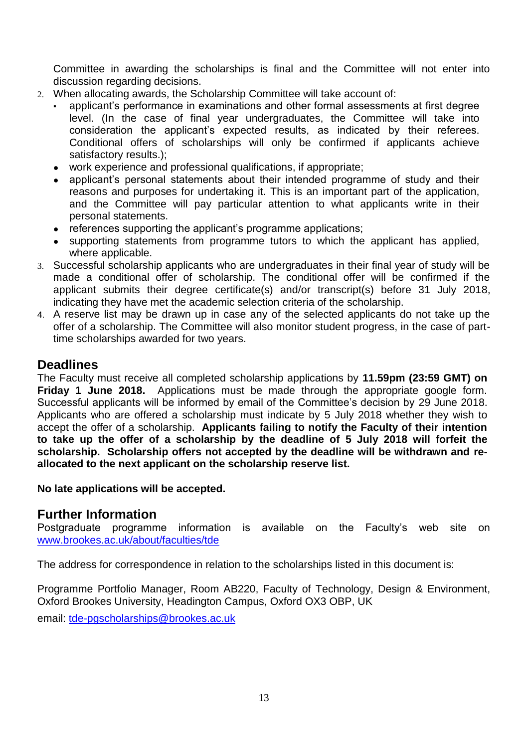Committee in awarding the scholarships is final and the Committee will not enter into discussion regarding decisions.

2. When allocating awards, the Scholarship Committee will take account of:
   - applicant's performance in examinations and other formal assessments at first degree level. (In the case of final year undergraduates, the Committee will take into consideration the applicant's expected results, as indicated by their referees. Conditional offers of scholarships will only be confirmed if applicants achieve satisfactory results.);
   - work experience and professional qualifications, if appropriate;
   - applicant's personal statements about their intended programme of study and their reasons and purposes for undertaking it. This is an important part of the application, and the Committee will pay particular attention to what applicants write in their personal statements.
   - references supporting the applicant's programme applications;
   - supporting statements from programme tutors to which the applicant has applied, where applicable.
3. Successful scholarship applicants who are undergraduates in their final year of study will be made a conditional offer of scholarship. The conditional offer will be confirmed if the applicant submits their degree certificate(s) and/or transcript(s) before 31 July 2018, indicating they have met the academic selection criteria of the scholarship.
4. A reserve list may be drawn up in case any of the selected applicants do not take up the offer of a scholarship. The Committee will also monitor student progress, in the case of part-time scholarships awarded for two years.

## Deadlines

The Faculty must receive all completed scholarship applications by **11.59pm (23:59 GMT) on Friday 1 June 2018.** Applications must be made through the appropriate google form. Successful applicants will be informed by email of the Committee's decision by 29 June 2018. Applicants who are offered a scholarship must indicate by 5 July 2018 whether they wish to accept the offer of a scholarship. **Applicants failing to notify the Faculty of their intention to take up the offer of a scholarship by the deadline of 5 July 2018 will forfeit the scholarship. Scholarship offers not accepted by the deadline will be withdrawn and re-allocated to the next applicant on the scholarship reserve list.**

**No late applications will be accepted.**

## Further Information

Postgraduate programme information is available on the Faculty's web site on [www.brookes.ac.uk/about/faculties/tde](http://www.brookes.ac.uk/about/faculties/tde)

The address for correspondence in relation to the scholarships listed in this document is:

Programme Portfolio Manager, Room AB220, Faculty of Technology, Design & Environment, Oxford Brookes University, Headington Campus, Oxford OX3 OBP, UK

email: [tde-pgscholarships@brookes.ac.uk](mailto:tde-pgscholarships@brookes.ac.uk)